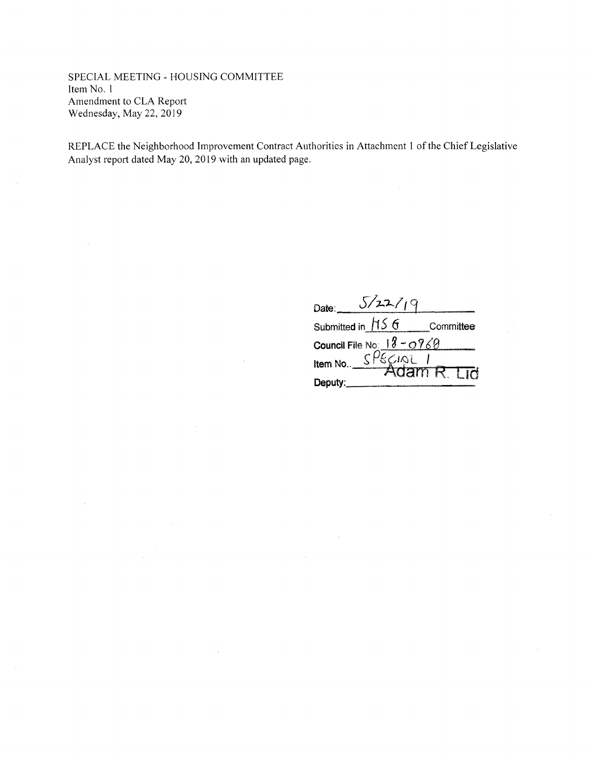SPECIAL MEETING - HOUSING COMMITTEE
Item No. 1
Amendment to CLA Report
Wednesday, May 22, 2019

REPLACE the Neighborhood Improvement Contract Authorities in Attachment 1 of the Chief Legislative Analyst report dated May 20, 2019 with an updated page.

Date: 5/22/19
Submitted in HS 6 Committee
Council File No: 18-0960
Item No.: SPECIAL 1
Deputy: Adam R. Lid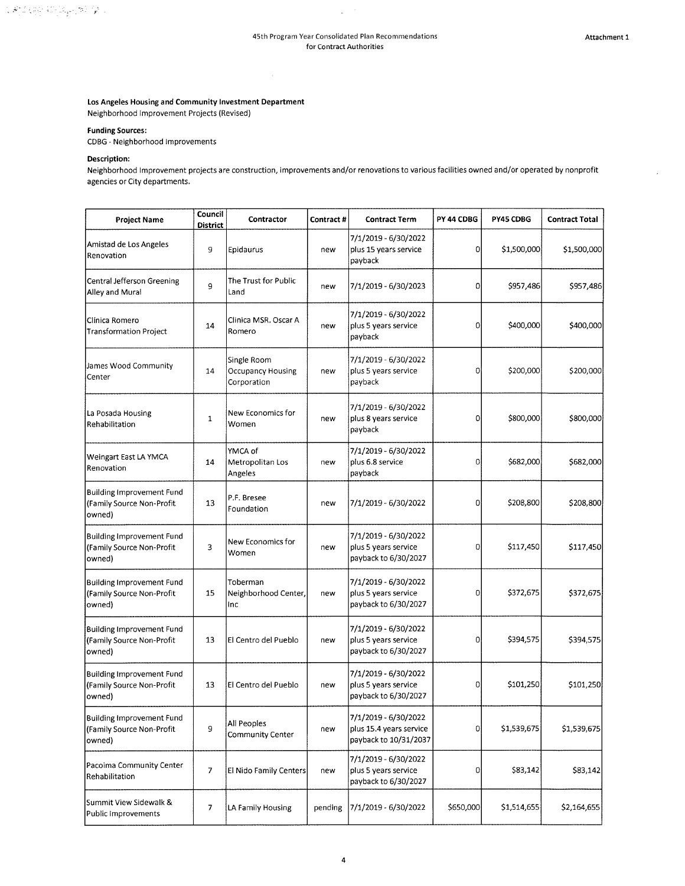45th Program Year Consolidated Plan Recommendations
for Contract Authorities

Attachment 1

**Los Angeles Housing and Community Investment Department**
Neighborhood Improvement Projects (Revised)

**Funding Sources:**
CDBG - Neighborhood Improvements

**Description:**
Neighborhood Improvement projects are construction, improvements and/or renovations to various facilities owned and/or operated by nonprofit agencies or City departments.

| Project Name | Council District | Contractor | Contract # | Contract Term | PY 44 CDBG | PY45 CDBG | Contract Total |
|---|---|---|---|---|---|---|---|
| Amistad de Los Angeles Renovation | 9 | Epidaurus | new | 7/1/2019 - 6/30/2022 plus 15 years service payback | 0 | $1,500,000 | $1,500,000 |
| Central Jefferson Greening Alley and Mural | 9 | The Trust for Public Land | new | 7/1/2019 - 6/30/2023 | 0 | $957,486 | $957,486 |
| Clínica Romero Transformation Project | 14 | Clinica MSR. Oscar A Romero | new | 7/1/2019 - 6/30/2022 plus 5 years service payback | 0 | $400,000 | $400,000 |
| James Wood Community Center | 14 | Single Room Occupancy Housing Corporation | new | 7/1/2019 - 6/30/2022 plus 5 years service payback | 0 | $200,000 | $200,000 |
| La Posada Housing Rehabilitation | 1 | New Economics for Women | new | 7/1/2019 - 6/30/2022 plus 8 years service payback | 0 | $800,000 | $800,000 |
| Weingart East LA YMCA Renovation | 14 | YMCA of Metropolitan Los Angeles | new | 7/1/2019 - 6/30/2022 plus 6.8 service payback | 0 | $682,000 | $682,000 |
| Building Improvement Fund (Family Source Non-Profit owned) | 13 | P.F. Bresee Foundation | new | 7/1/2019 - 6/30/2022 | 0 | $208,800 | $208,800 |
| Building Improvement Fund (Family Source Non-Profit owned) | 3 | New Economics for Women | new | 7/1/2019 - 6/30/2022 plus 5 years service payback to 6/30/2027 | 0 | $117,450 | $117,450 |
| Building Improvement Fund (Family Source Non-Profit owned) | 15 | Toberman Neighborhood Center, Inc | new | 7/1/2019 - 6/30/2022 plus 5 years service payback to 6/30/2027 | 0 | $372,675 | $372,675 |
| Building Improvement Fund (Family Source Non-Profit owned) | 13 | El Centro del Pueblo | new | 7/1/2019 - 6/30/2022 plus 5 years service payback to 6/30/2027 | 0 | $394,575 | $394,575 |
| Building Improvement Fund (Family Source Non-Profit owned) | 13 | El Centro del Pueblo | new | 7/1/2019 - 6/30/2022 plus 5 years service payback to 6/30/2027 | 0 | $101,250 | $101,250 |
| Building Improvement Fund (Family Source Non-Profit owned) | 9 | All Peoples Community Center | new | 7/1/2019 - 6/30/2022 plus 15.4 years service payback to 10/31/2037 | 0 | $1,539,675 | $1,539,675 |
| Pacoima Community Center Rehabilitation | 7 | El Nido Family Centers | new | 7/1/2019 - 6/30/2022 plus 5 years service payback to 6/30/2027 | 0 | $83,142 | $83,142 |
| Summit View Sidewalk & Public Improvements | 7 | LA Family Housing | pending | 7/1/2019 - 6/30/2022 | $650,000 | $1,514,655 | $2,164,655 |